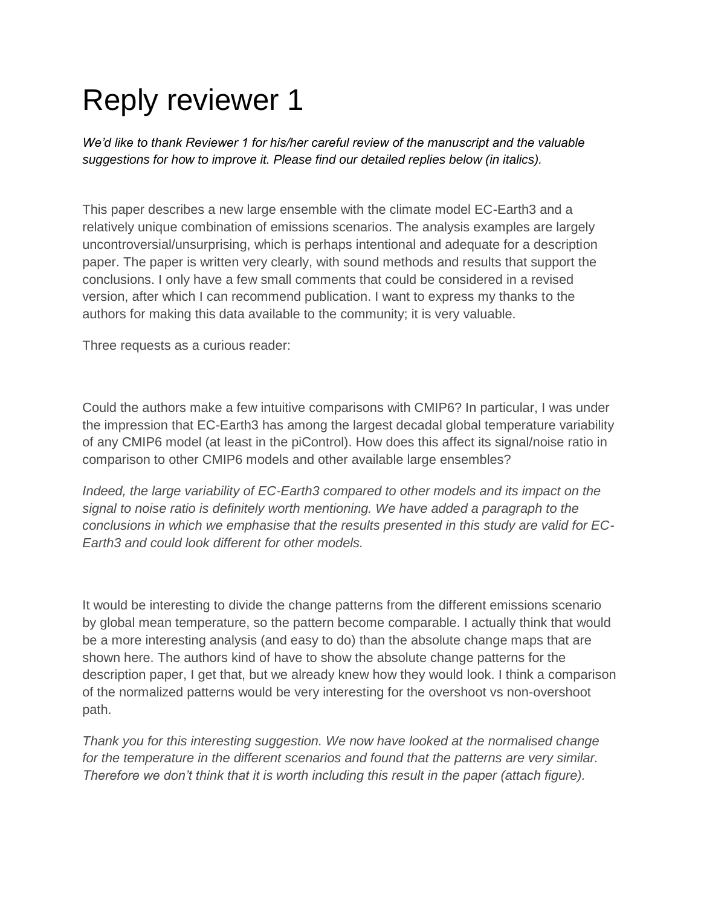# Reply reviewer 1

*We'd like to thank Reviewer 1 for his/her careful review of the manuscript and the valuable suggestions for how to improve it. Please find our detailed replies below (in italics).*

This paper describes a new large ensemble with the climate model EC-Earth3 and a relatively unique combination of emissions scenarios. The analysis examples are largely uncontroversial/unsurprising, which is perhaps intentional and adequate for a description paper. The paper is written very clearly, with sound methods and results that support the conclusions. I only have a few small comments that could be considered in a revised version, after which I can recommend publication. I want to express my thanks to the authors for making this data available to the community; it is very valuable.

Three requests as a curious reader:

Could the authors make a few intuitive comparisons with CMIP6? In particular, I was under the impression that EC-Earth3 has among the largest decadal global temperature variability of any CMIP6 model (at least in the piControl). How does this affect its signal/noise ratio in comparison to other CMIP6 models and other available large ensembles?

*Indeed, the large variability of EC-Earth3 compared to other models and its impact on the signal to noise ratio is definitely worth mentioning. We have added a paragraph to the conclusions in which we emphasise that the results presented in this study are valid for EC-Earth3 and could look different for other models.*

It would be interesting to divide the change patterns from the different emissions scenario by global mean temperature, so the pattern become comparable. I actually think that would be a more interesting analysis (and easy to do) than the absolute change maps that are shown here. The authors kind of have to show the absolute change patterns for the description paper, I get that, but we already knew how they would look. I think a comparison of the normalized patterns would be very interesting for the overshoot vs non-overshoot path.

*Thank you for this interesting suggestion. We now have looked at the normalised change for the temperature in the different scenarios and found that the patterns are very similar. Therefore we don't think that it is worth including this result in the paper (attach figure).*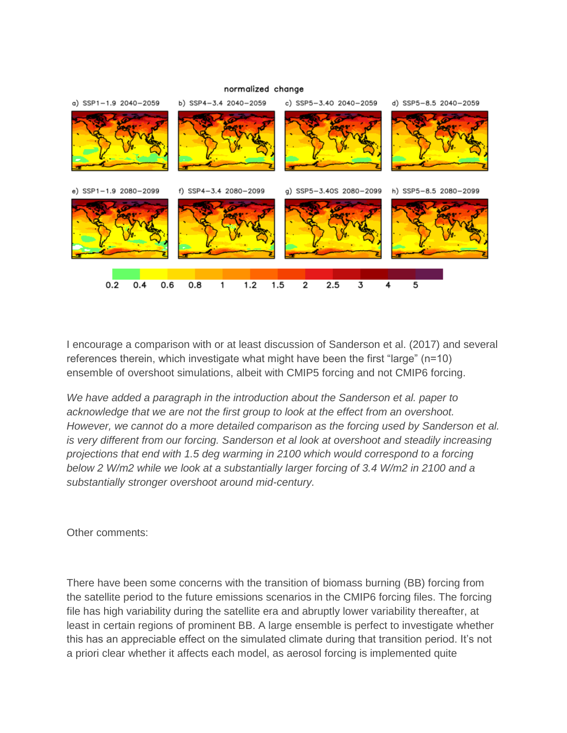I encourage a comparison with or at least discussion of Sanderson et al. (2017) and several references therein, which investigate what might have been the first “large” (n=10) ensemble of overshoot simulations, albeit with CMIP5 forcing and not CMIP6 forcing.

*We have added a paragraph in the introduction about the Sanderson et al. paper to acknowledge that we are not the first group to look at the effect from an overshoot. However, we cannot do a more detailed comparison as the forcing used by Sanderson et al. is very different from our forcing. Sanderson et al look at overshoot and steadily increasing projections that end with 1.5 deg warming in 2100 which would correspond to a forcing below 2 W/m2 while we look at a substantially larger forcing of 3.4 W/m2 in 2100 and a substantially stronger overshoot around mid-century.*

Other comments:

There have been some concerns with the transition of biomass burning (BB) forcing from the satellite period to the future emissions scenarios in the CMIP6 forcing files. The forcing file has high variability during the satellite era and abruptly lower variability thereafter, at least in certain regions of prominent BB. A large ensemble is perfect to investigate whether this has an appreciable effect on the simulated climate during that transition period. It’s not a priori clear whether it affects each model, as aerosol forcing is implemented quite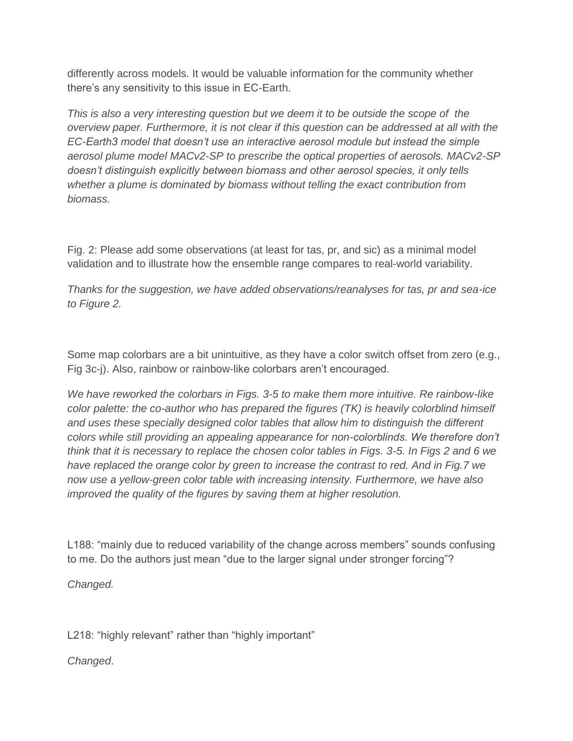differently across models. It would be valuable information for the community whether there's any sensitivity to this issue in EC-Earth.

*This is also a very interesting question but we deem it to be outside the scope of the overview paper. Furthermore, it is not clear if this question can be addressed at all with the EC-Earth3 model that doesn't use an interactive aerosol module but instead the simple aerosol plume model MACv2-SP to prescribe the optical properties of aerosols. MACv2-SP doesn't distinguish explicitly between biomass and other aerosol species, it only tells whether a plume is dominated by biomass without telling the exact contribution from biomass.*

Fig. 2: Please add some observations (at least for tas, pr, and sic) as a minimal model validation and to illustrate how the ensemble range compares to real-world variability.

*Thanks for the suggestion, we have added observations/reanalyses for tas, pr and sea-ice to Figure 2.*

Some map colorbars are a bit unintuitive, as they have a color switch offset from zero (e.g., Fig 3c-j). Also, rainbow or rainbow-like colorbars aren't encouraged.

*We have reworked the colorbars in Figs. 3-5 to make them more intuitive. Re rainbow-like color palette: the co-author who has prepared the figures (TK) is heavily colorblind himself and uses these specially designed color tables that allow him to distinguish the different colors while still providing an appealing appearance for non-colorblinds. We therefore don't think that it is necessary to replace the chosen color tables in Figs. 3-5. In Figs 2 and 6 we have replaced the orange color by green to increase the contrast to red. And in Fig.7 we now use a yellow-green color table with increasing intensity. Furthermore, we have also improved the quality of the figures by saving them at higher resolution.*

L188: "mainly due to reduced variability of the change across members" sounds confusing to me. Do the authors just mean "due to the larger signal under stronger forcing"?

*Changed.*

L218: "highly relevant" rather than "highly important"

*Changed*.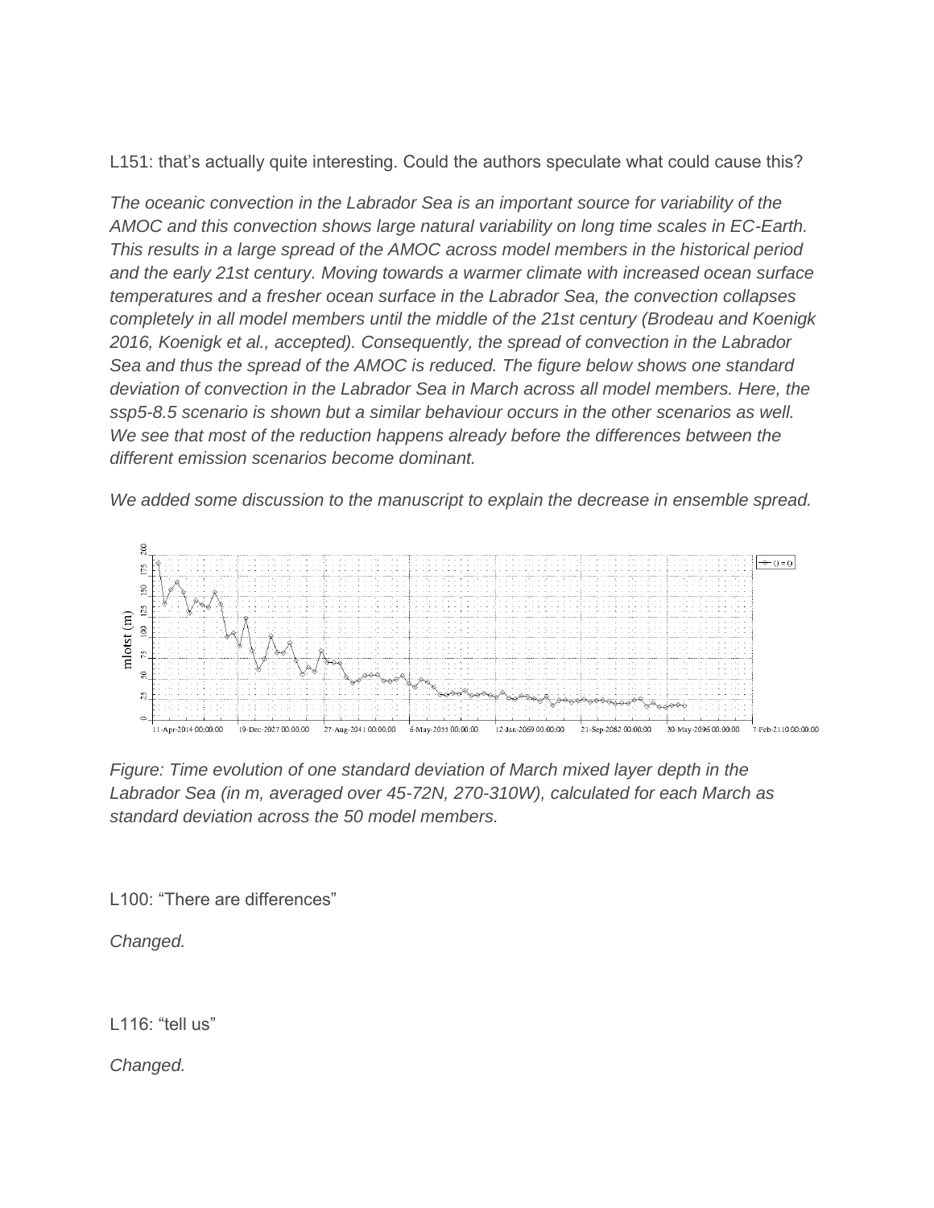L151: that's actually quite interesting. Could the authors speculate what could cause this?

*The oceanic convection in the Labrador Sea is an important source for variability of the AMOC and this convection shows large natural variability on long time scales in EC-Earth. This results in a large spread of the AMOC across model members in the historical period and the early 21st century. Moving towards a warmer climate with increased ocean surface temperatures and a fresher ocean surface in the Labrador Sea, the convection collapses completely in all model members until the middle of the 21st century (Brodeau and Koenigk 2016, Koenigk et al., accepted). Consequently, the spread of convection in the Labrador Sea and thus the spread of the AMOC is reduced. The figure below shows one standard deviation of convection in the Labrador Sea in March across all model members. Here, the ssp5-8.5 scenario is shown but a similar behaviour occurs in the other scenarios as well. We see that most of the reduction happens already before the differences between the different emission scenarios become dominant.*

*We added some discussion to the manuscript to explain the decrease in ensemble spread.*

*Figure: Time evolution of one standard deviation of March mixed layer depth in the Labrador Sea (in m, averaged over 45-72N, 270-310W), calculated for each March as standard deviation across the 50 model members.*

L100: "There are differences"

*Changed.*

L116: "tell us"

*Changed.*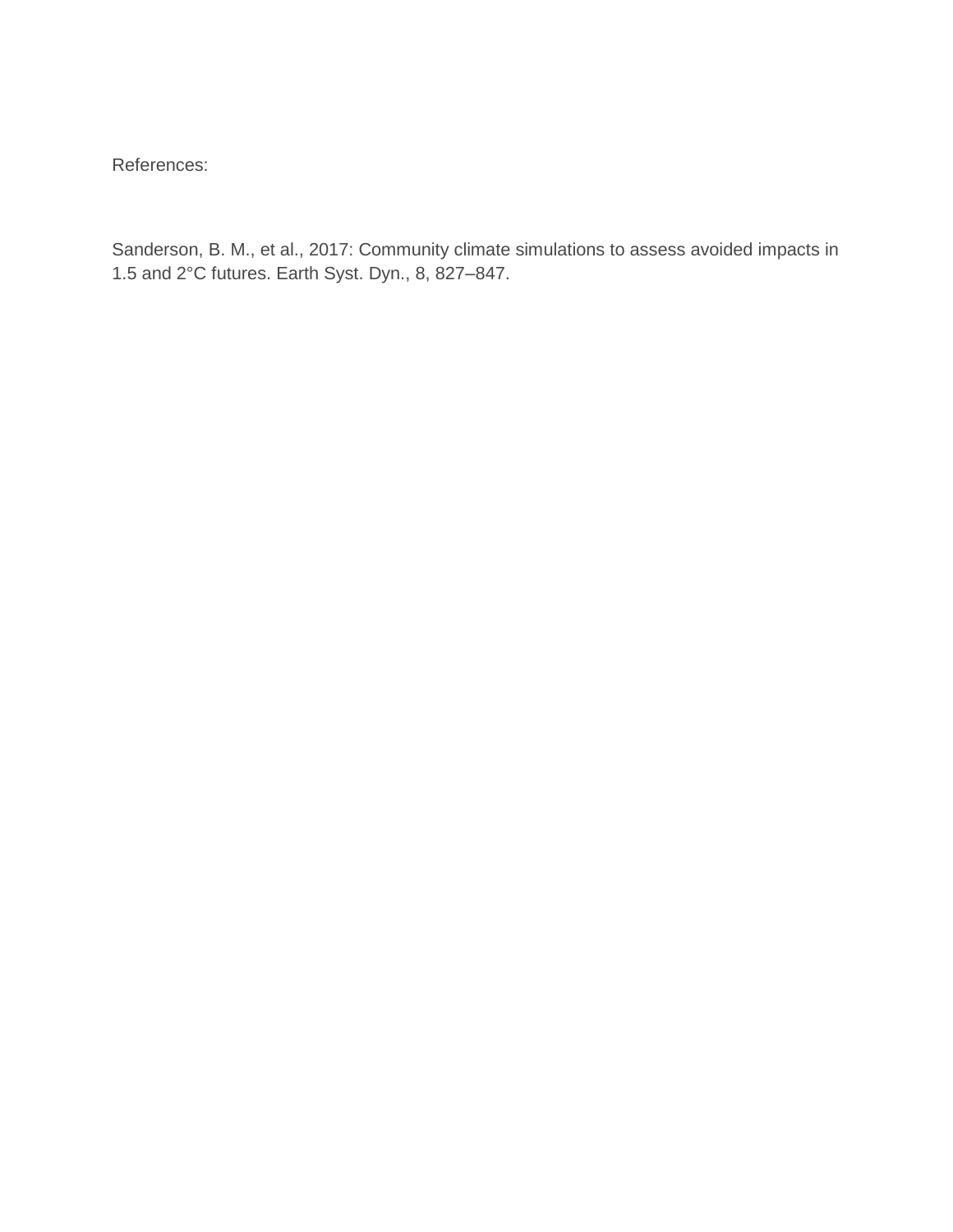References:

Sanderson, B. M., et al., 2017: Community climate simulations to assess avoided impacts in 1.5 and 2°C futures. Earth Syst. Dyn., 8, 827–847.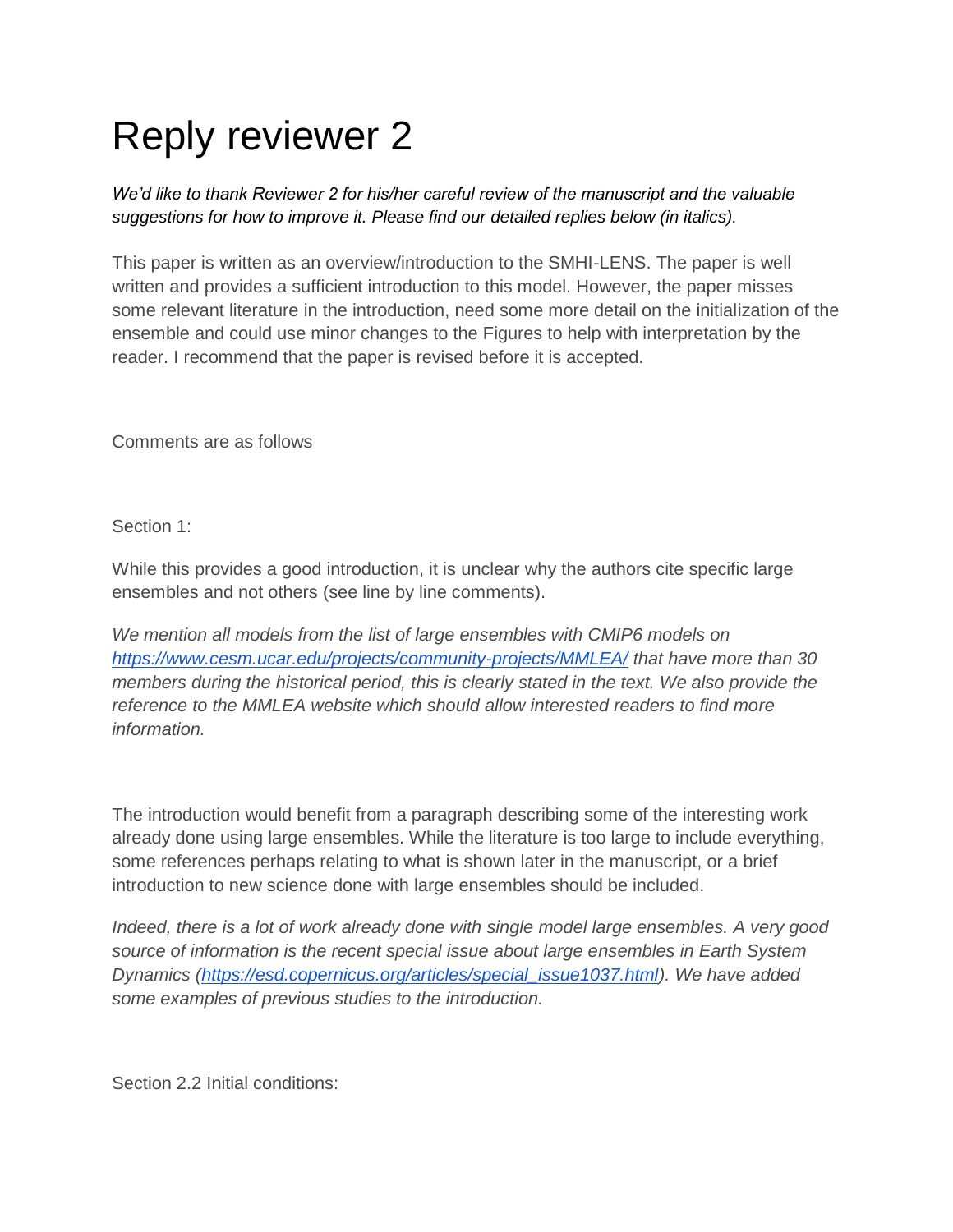# Reply reviewer 2

*We'd like to thank Reviewer 2 for his/her careful review of the manuscript and the valuable suggestions for how to improve it. Please find our detailed replies below (in italics).*

This paper is written as an overview/introduction to the SMHI-LENS. The paper is well written and provides a sufficient introduction to this model. However, the paper misses some relevant literature in the introduction, need some more detail on the initialization of the ensemble and could use minor changes to the Figures to help with interpretation by the reader. I recommend that the paper is revised before it is accepted.

Comments are as follows

Section 1:

While this provides a good introduction, it is unclear why the authors cite specific large ensembles and not others (see line by line comments).

*We mention all models from the list of large ensembles with CMIP6 models on [https://www.cesm.ucar.edu/projects/community-projects/MMLEA/](https://www.cesm.ucar.edu/projects/community-projects/MMLEA/) that have more than 30 members during the historical period, this is clearly stated in the text. We also provide the reference to the MMLEA website which should allow interested readers to find more information.*

The introduction would benefit from a paragraph describing some of the interesting work already done using large ensembles. While the literature is too large to include everything, some references perhaps relating to what is shown later in the manuscript, or a brief introduction to new science done with large ensembles should be included.

*Indeed, there is a lot of work already done with single model large ensembles. A very good source of information is the recent special issue about large ensembles in Earth System Dynamics ([https://esd.copernicus.org/articles/special_issue1037.html](https://esd.copernicus.org/articles/special_issue1037.html)). We have added some examples of previous studies to the introduction.*

Section 2.2 Initial conditions: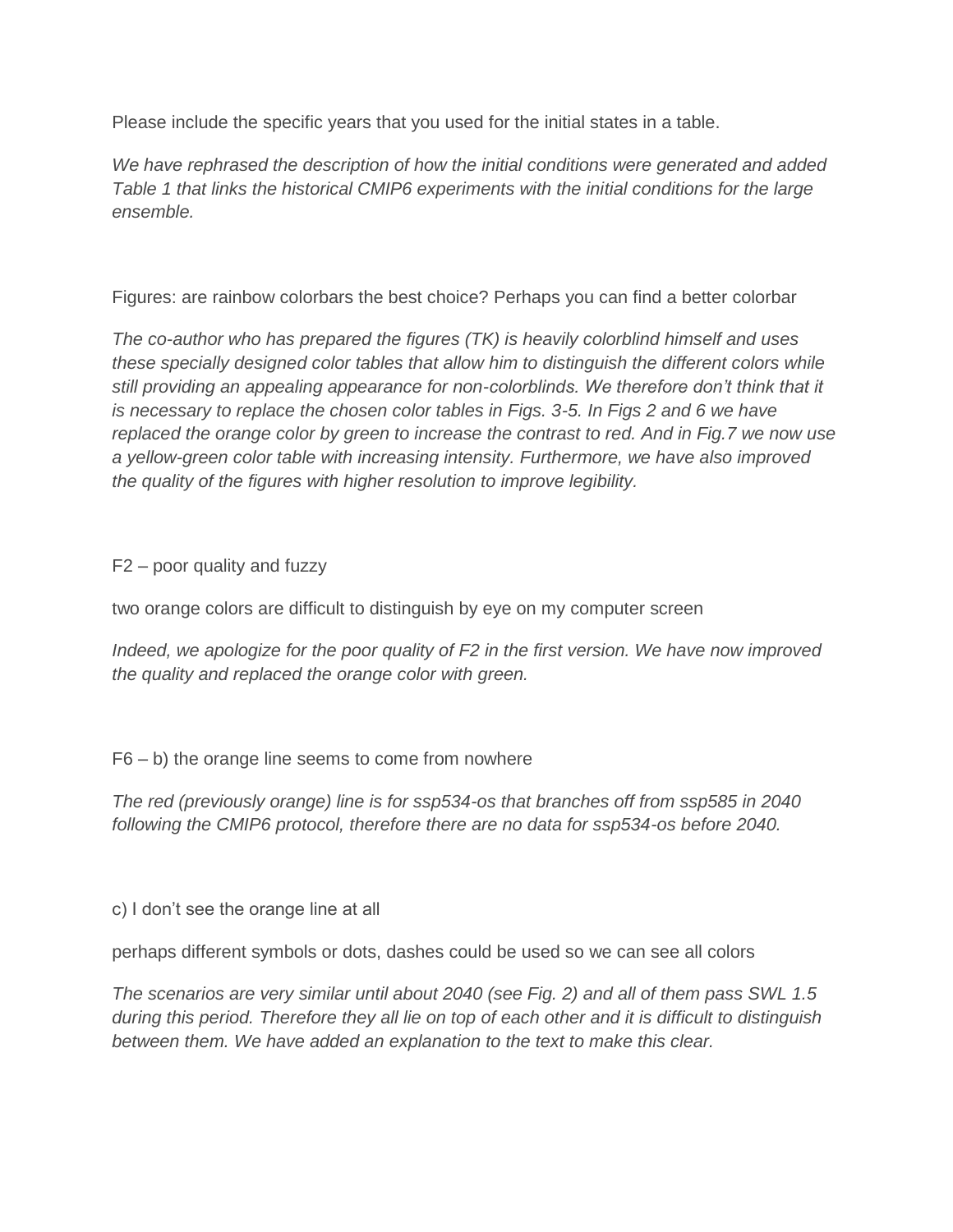Please include the specific years that you used for the initial states in a table.

*We have rephrased the description of how the initial conditions were generated and added Table 1 that links the historical CMIP6 experiments with the initial conditions for the large ensemble.*

Figures: are rainbow colorbars the best choice? Perhaps you can find a better colorbar

*The co-author who has prepared the figures (TK) is heavily colorblind himself and uses these specially designed color tables that allow him to distinguish the different colors while still providing an appealing appearance for non-colorblinds. We therefore don't think that it is necessary to replace the chosen color tables in Figs. 3-5. In Figs 2 and 6 we have replaced the orange color by green to increase the contrast to red. And in Fig.7 we now use a yellow-green color table with increasing intensity. Furthermore, we have also improved the quality of the figures with higher resolution to improve legibility.*

F2 – poor quality and fuzzy

two orange colors are difficult to distinguish by eye on my computer screen

*Indeed, we apologize for the poor quality of F2 in the first version. We have now improved the quality and replaced the orange color with green.*

F6 – b) the orange line seems to come from nowhere

*The red (previously orange) line is for ssp534-os that branches off from ssp585 in 2040 following the CMIP6 protocol, therefore there are no data for ssp534-os before 2040.*

c) I don't see the orange line at all

perhaps different symbols or dots, dashes could be used so we can see all colors

*The scenarios are very similar until about 2040 (see Fig. 2) and all of them pass SWL 1.5 during this period. Therefore they all lie on top of each other and it is difficult to distinguish between them. We have added an explanation to the text to make this clear.*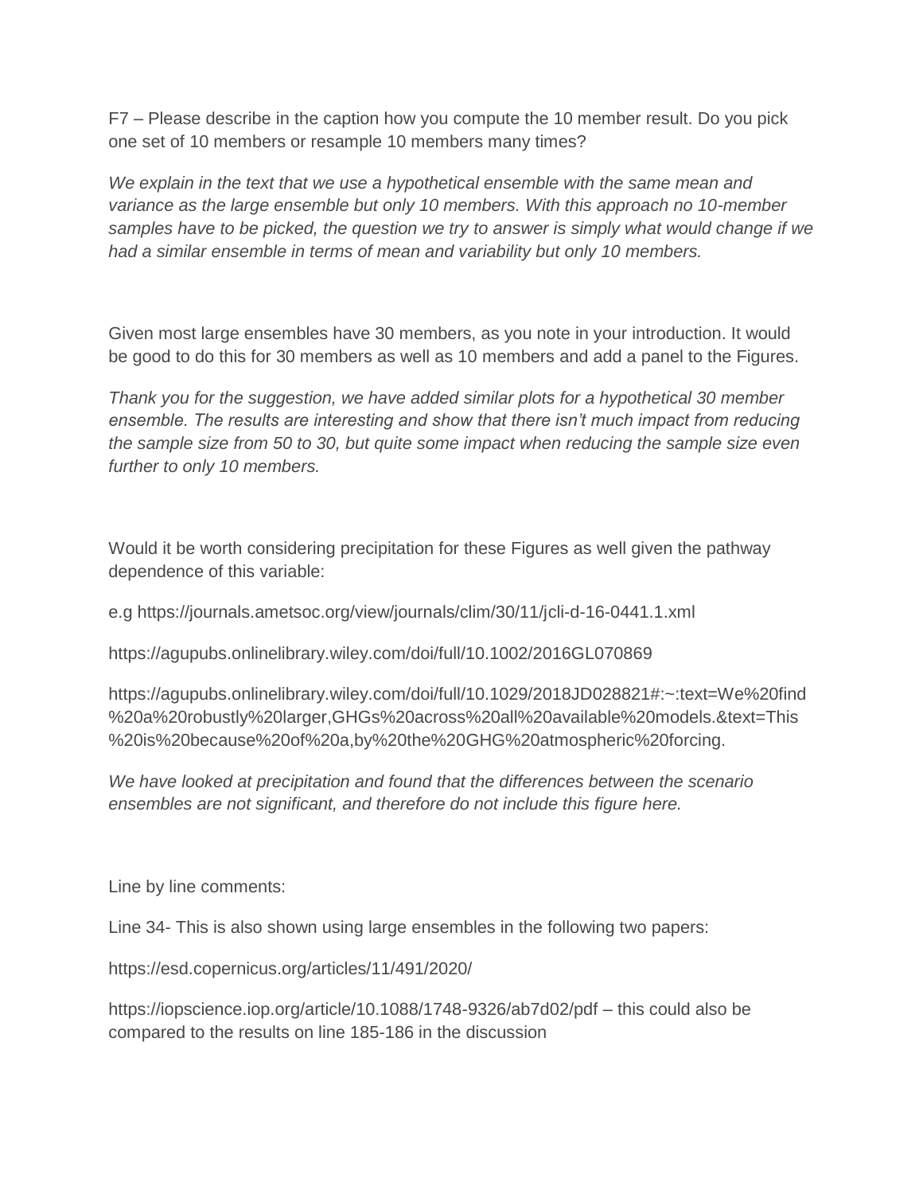F7 – Please describe in the caption how you compute the 10 member result. Do you pick one set of 10 members or resample 10 members many times?

*We explain in the text that we use a hypothetical ensemble with the same mean and variance as the large ensemble but only 10 members. With this approach no 10-member samples have to be picked, the question we try to answer is simply what would change if we had a similar ensemble in terms of mean and variability but only 10 members.*

Given most large ensembles have 30 members, as you note in your introduction. It would be good to do this for 30 members as well as 10 members and add a panel to the Figures.

*Thank you for the suggestion, we have added similar plots for a hypothetical 30 member ensemble. The results are interesting and show that there isn't much impact from reducing the sample size from 50 to 30, but quite some impact when reducing the sample size even further to only 10 members.*

Would it be worth considering precipitation for these Figures as well given the pathway dependence of this variable:

e.g https://journals.ametsoc.org/view/journals/clim/30/11/jcli-d-16-0441.1.xml

https://agupubs.onlinelibrary.wiley.com/doi/full/10.1002/2016GL070869

https://agupubs.onlinelibrary.wiley.com/doi/full/10.1029/2018JD028821#:~:text=We%20find%20a%20robustly%20larger,GHGs%20across%20all%20available%20models.&text=This%20is%20because%20of%20a,by%20the%20GHG%20atmospheric%20forcing.

*We have looked at precipitation and found that the differences between the scenario ensembles are not significant, and therefore do not include this figure here.*

Line by line comments:

Line 34- This is also shown using large ensembles in the following two papers:

https://esd.copernicus.org/articles/11/491/2020/

https://iopscience.iop.org/article/10.1088/1748-9326/ab7d02/pdf – this could also be compared to the results on line 185-186 in the discussion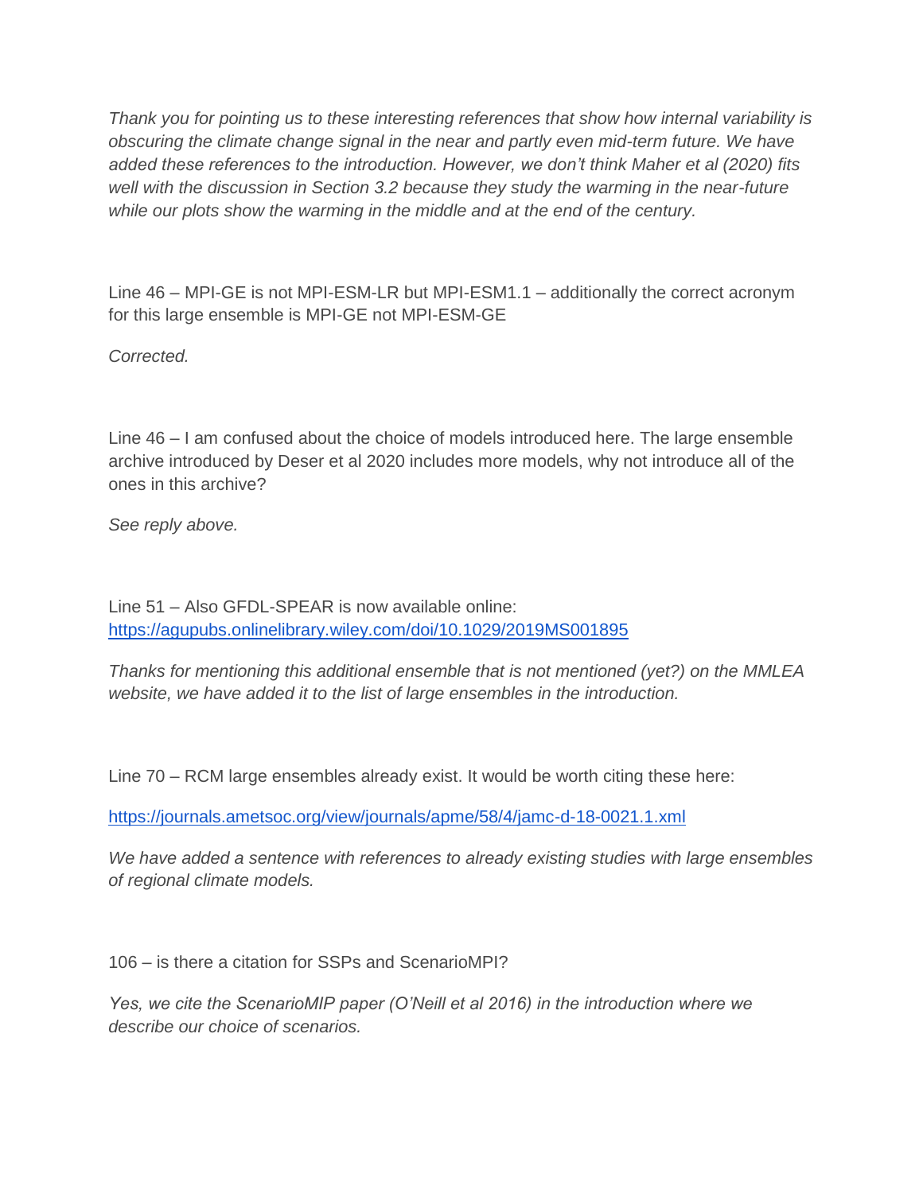*Thank you for pointing us to these interesting references that show how internal variability is obscuring the climate change signal in the near and partly even mid-term future. We have added these references to the introduction. However, we don't think Maher et al (2020) fits well with the discussion in Section 3.2 because they study the warming in the near-future while our plots show the warming in the middle and at the end of the century.*

Line 46 – MPI-GE is not MPI-ESM-LR but MPI-ESM1.1 – additionally the correct acronym for this large ensemble is MPI-GE not MPI-ESM-GE

*Corrected.*

Line 46 – I am confused about the choice of models introduced here. The large ensemble archive introduced by Deser et al 2020 includes more models, why not introduce all of the ones in this archive?

*See reply above.*

Line 51 – Also GFDL-SPEAR is now available online: [https://agupubs.onlinelibrary.wiley.com/doi/10.1029/2019MS001895](https://agupubs.onlinelibrary.wiley.com/doi/10.1029/2019MS001895)

*Thanks for mentioning this additional ensemble that is not mentioned (yet?) on the MMLEA website, we have added it to the list of large ensembles in the introduction.*

Line 70 – RCM large ensembles already exist. It would be worth citing these here:

[https://journals.ametsoc.org/view/journals/apme/58/4/jamc-d-18-0021.1.xml](https://journals.ametsoc.org/view/journals/apme/58/4/jamc-d-18-0021.1.xml)

*We have added a sentence with references to already existing studies with large ensembles of regional climate models.*

106 – is there a citation for SSPs and ScenarioMPI?

*Yes, we cite the ScenarioMIP paper (O'Neill et al 2016) in the introduction where we describe our choice of scenarios.*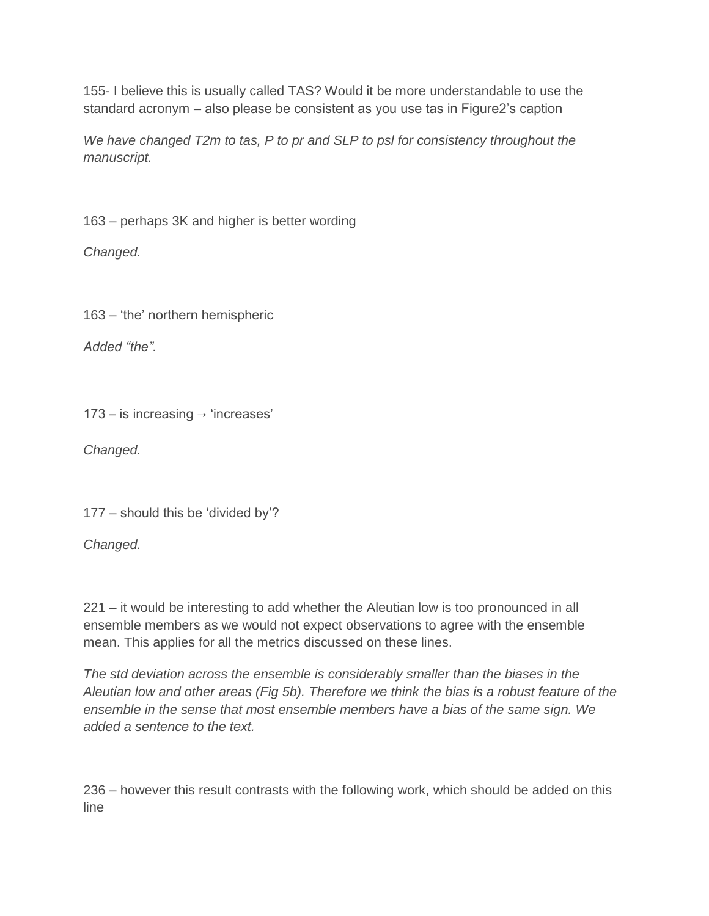155- I believe this is usually called TAS? Would it be more understandable to use the standard acronym – also please be consistent as you use tas in Figure2's caption

*We have changed T2m to tas, P to pr and SLP to psl for consistency throughout the manuscript.*

163 – perhaps 3K and higher is better wording

*Changed.*

163 – 'the' northern hemispheric

*Added "the".*

173 – is increasing → 'increases'

*Changed.*

177 – should this be 'divided by'?

*Changed.*

221 – it would be interesting to add whether the Aleutian low is too pronounced in all ensemble members as we would not expect observations to agree with the ensemble mean. This applies for all the metrics discussed on these lines.

*The std deviation across the ensemble is considerably smaller than the biases in the Aleutian low and other areas (Fig 5b). Therefore we think the bias is a robust feature of the ensemble in the sense that most ensemble members have a bias of the same sign. We added a sentence to the text.*

236 – however this result contrasts with the following work, which should be added on this line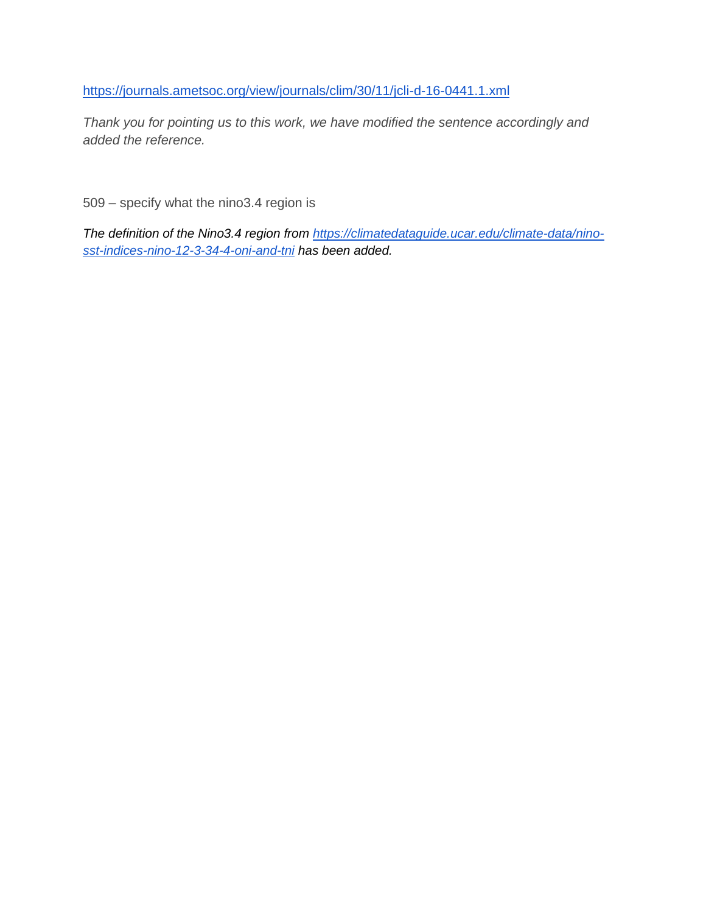https://journals.ametsoc.org/view/journals/clim/30/11/jcli-d-16-0441.1.xml

*Thank you for pointing us to this work, we have modified the sentence accordingly and added the reference.*

509 – specify what the nino3.4 region is

*The definition of the Nino3.4 region from https://climatedataguide.ucar.edu/climate-data/nino-sst-indices-nino-12-3-34-4-oni-and-tni has been added.*